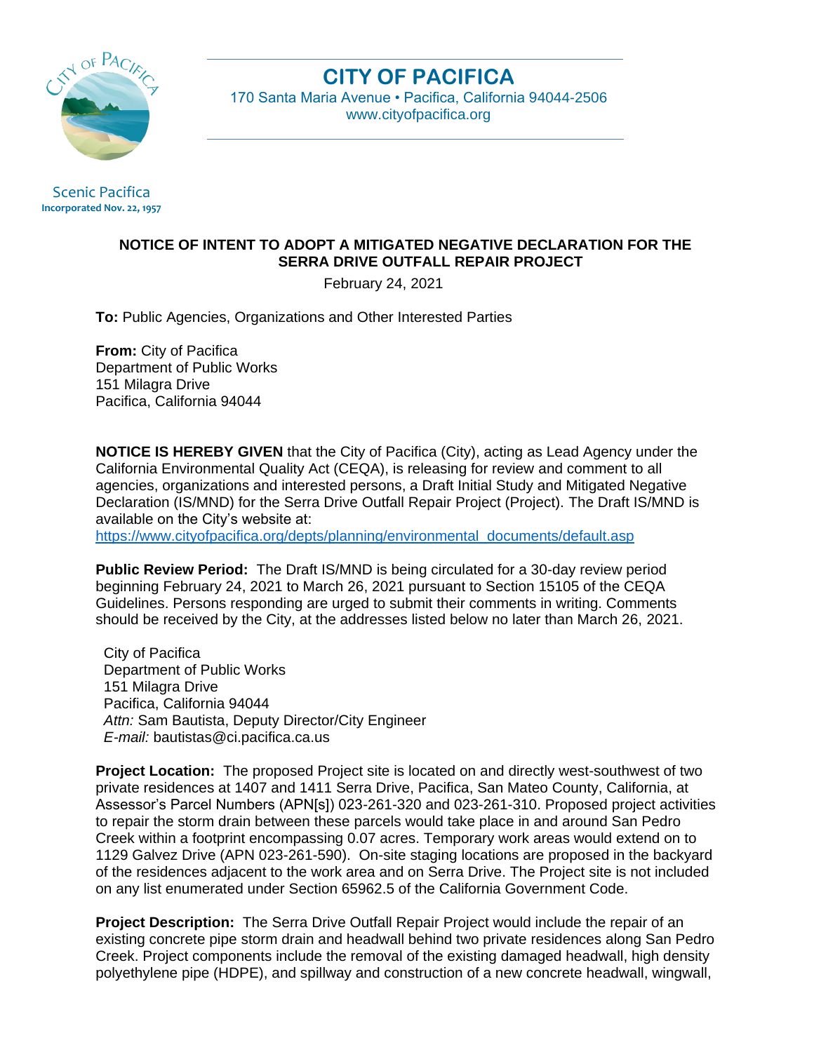Scenic Pacifica
Incorporated Nov. 22, 1957

# CITY OF PACIFICA

170 Santa Maria Avenue • Pacifica, California 94044-2506
www.cityofpacifica.org

## NOTICE OF INTENT TO ADOPT A MITIGATED NEGATIVE DECLARATION FOR THE SERRA DRIVE OUTFALL REPAIR PROJECT

February 24, 2021

**To:** Public Agencies, Organizations and Other Interested Parties

**From:** City of Pacifica
Department of Public Works
151 Milagra Drive
Pacifica, California 94044

**NOTICE IS HEREBY GIVEN** that the City of Pacifica (City), acting as Lead Agency under the California Environmental Quality Act (CEQA), is releasing for review and comment to all agencies, organizations and interested persons, a Draft Initial Study and Mitigated Negative Declaration (IS/MND) for the Serra Drive Outfall Repair Project (Project). The Draft IS/MND is available on the City's website at:
https://www.cityofpacifica.org/depts/planning/environmental_documents/default.asp

**Public Review Period:** The Draft IS/MND is being circulated for a 30-day review period beginning February 24, 2021 to March 26, 2021 pursuant to Section 15105 of the CEQA Guidelines. Persons responding are urged to submit their comments in writing. Comments should be received by the City, at the addresses listed below no later than March 26, 2021.

City of Pacifica
Department of Public Works
151 Milagra Drive
Pacifica, California 94044
*Attn:* Sam Bautista, Deputy Director/City Engineer
*E-mail:* bautistas@ci.pacifica.ca.us

**Project Location:** The proposed Project site is located on and directly west-southwest of two private residences at 1407 and 1411 Serra Drive, Pacifica, San Mateo County, California, at Assessor's Parcel Numbers (APN[s]) 023-261-320 and 023-261-310. Proposed project activities to repair the storm drain between these parcels would take place in and around San Pedro Creek within a footprint encompassing 0.07 acres. Temporary work areas would extend on to 1129 Galvez Drive (APN 023-261-590). On-site staging locations are proposed in the backyard of the residences adjacent to the work area and on Serra Drive. The Project site is not included on any list enumerated under Section 65962.5 of the California Government Code.

**Project Description:** The Serra Drive Outfall Repair Project would include the repair of an existing concrete pipe storm drain and headwall behind two private residences along San Pedro Creek. Project components include the removal of the existing damaged headwall, high density polyethylene pipe (HDPE), and spillway and construction of a new concrete headwall, wingwall,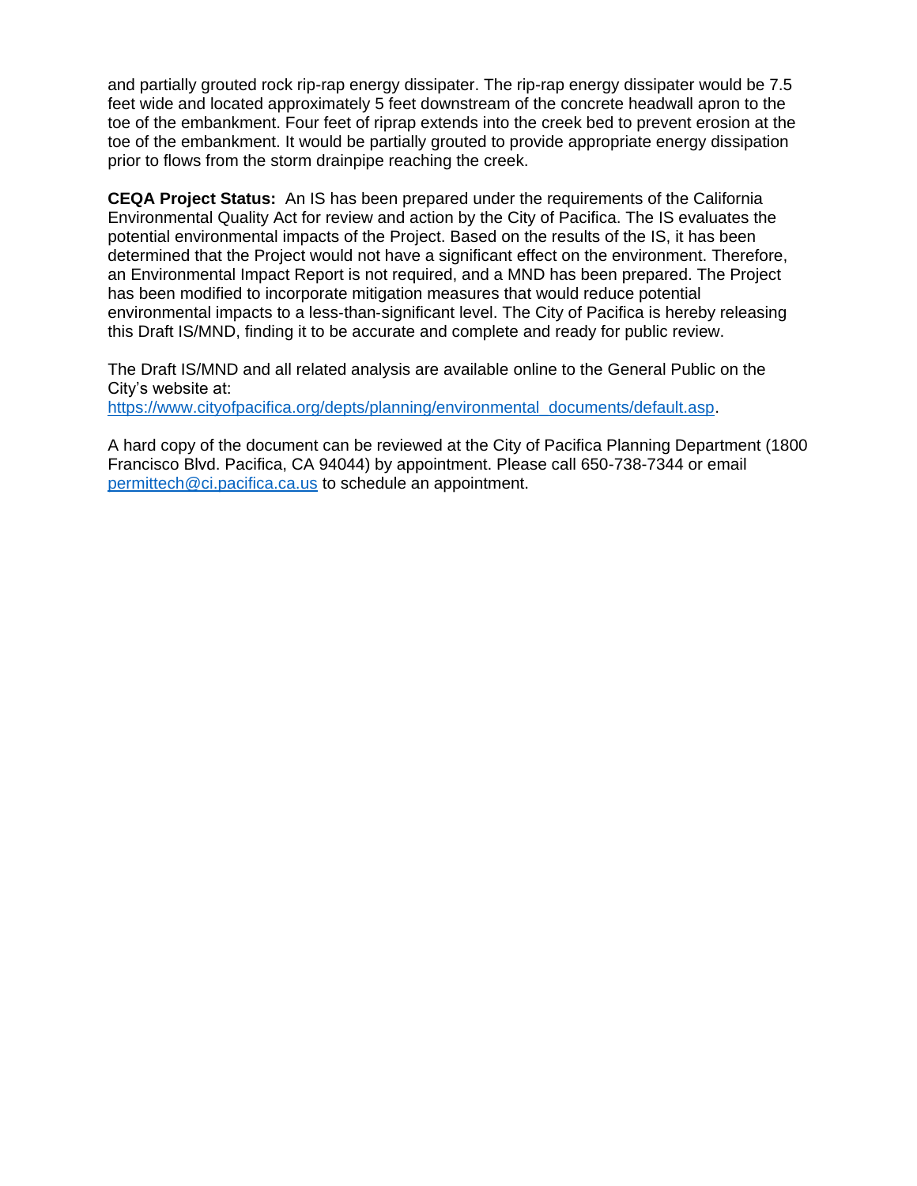and partially grouted rock rip-rap energy dissipater. The rip-rap energy dissipater would be 7.5 feet wide and located approximately 5 feet downstream of the concrete headwall apron to the toe of the embankment. Four feet of riprap extends into the creek bed to prevent erosion at the toe of the embankment. It would be partially grouted to provide appropriate energy dissipation prior to flows from the storm drainpipe reaching the creek.

**CEQA Project Status:** An IS has been prepared under the requirements of the California Environmental Quality Act for review and action by the City of Pacifica. The IS evaluates the potential environmental impacts of the Project. Based on the results of the IS, it has been determined that the Project would not have a significant effect on the environment. Therefore, an Environmental Impact Report is not required, and a MND has been prepared. The Project has been modified to incorporate mitigation measures that would reduce potential environmental impacts to a less-than-significant level. The City of Pacifica is hereby releasing this Draft IS/MND, finding it to be accurate and complete and ready for public review.

The Draft IS/MND and all related analysis are available online to the General Public on the City's website at: https://www.cityofpacifica.org/depts/planning/environmental_documents/default.asp.

A hard copy of the document can be reviewed at the City of Pacifica Planning Department (1800 Francisco Blvd. Pacifica, CA 94044) by appointment. Please call 650-738-7344 or email permittech@ci.pacifica.ca.us to schedule an appointment.